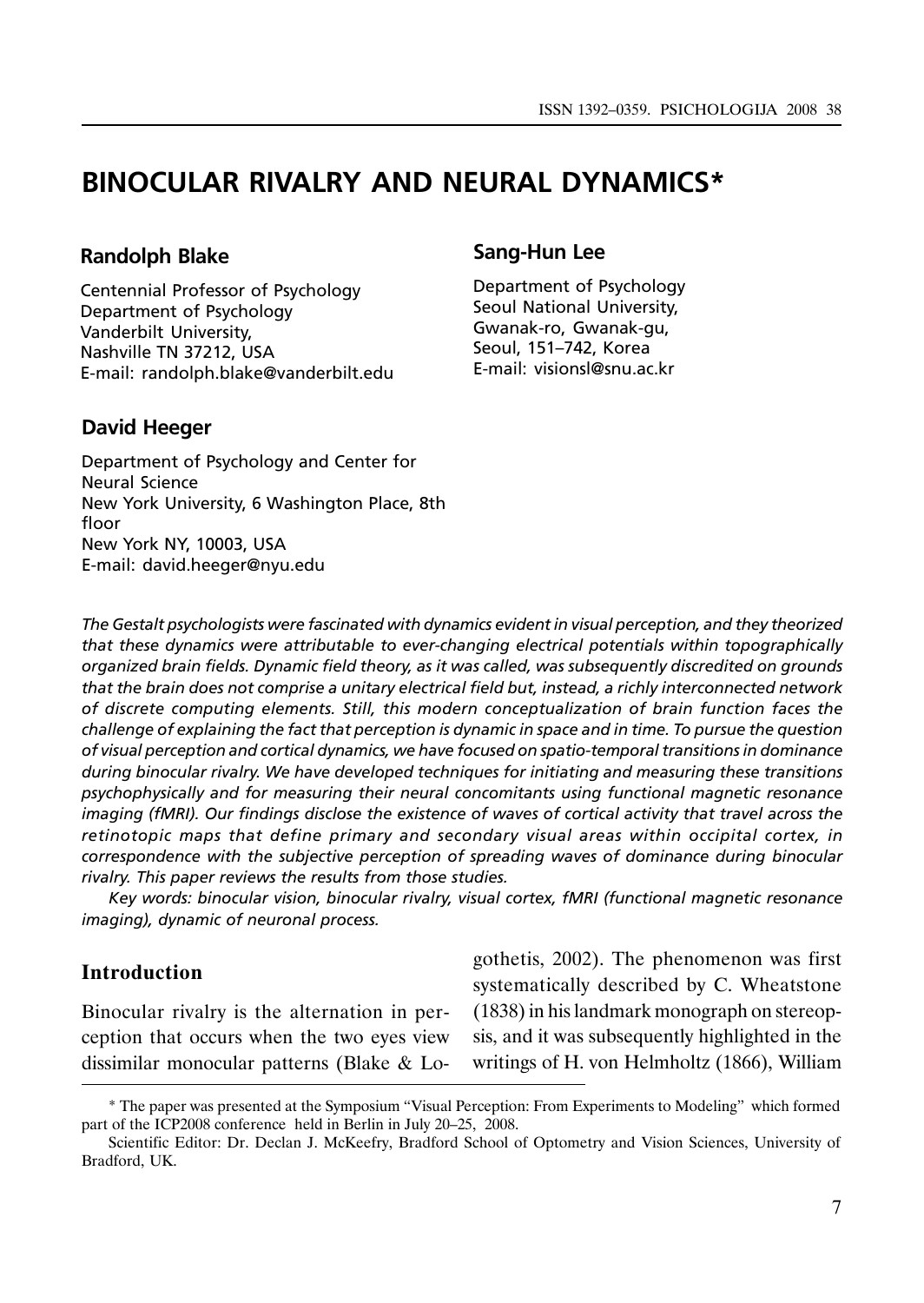# BINOCULAR RIVALRY AND NEURAL DYNAMICS*

**Randolph Blake**

Centennial Professor of Psychology
Department of Psychology
Vanderbilt University,
Nashville TN 37212, USA
E-mail: randolph.blake@vanderbilt.edu

**Sang-Hun Lee**

Department of Psychology
Seoul National University,
Gwanak-ro, Gwanak-gu,
Seoul, 151–742, Korea
E-mail: visionsl@snu.ac.kr

**David Heeger**

Department of Psychology and Center for Neural Science
New York University, 6 Washington Place, 8th floor
New York NY, 10003, USA
E-mail: david.heeger@nyu.edu

*The Gestalt psychologists were fascinated with dynamics evident in visual perception, and they theorized that these dynamics were attributable to ever-changing electrical potentials within topographically organized brain fields. Dynamic field theory, as it was called, was subsequently discredited on grounds that the brain does not comprise a unitary electrical field but, instead, a richly interconnected network of discrete computing elements. Still, this modern conceptualization of brain function faces the challenge of explaining the fact that perception is dynamic in space and in time. To pursue the question of visual perception and cortical dynamics, we have focused on spatio-temporal transitions in dominance during binocular rivalry. We have developed techniques for initiating and measuring these transitions psychophysically and for measuring their neural concomitants using functional magnetic resonance imaging (fMRI). Our findings disclose the existence of waves of cortical activity that travel across the retinotopic maps that define primary and secondary visual areas within occipital cortex, in correspondence with the subjective perception of spreading waves of dominance during binocular rivalry. This paper reviews the results from those studies.*

*Key words: binocular vision, binocular rivalry, visual cortex, fMRI (functional magnetic resonance imaging), dynamic of neuronal process.*

## Introduction

Binocular rivalry is the alternation in perception that occurs when the two eyes view dissimilar monocular patterns (Blake & Logothetis, 2002). The phenomenon was first systematically described by C. Wheatstone (1838) in his landmark monograph on stereopsis, and it was subsequently highlighted in the writings of H. von Helmholtz (1866), William

---

* The paper was presented at the Symposium "Visual Perception: From Experiments to Modeling" which formed part of the ICP2008 conference held in Berlin in July 20–25, 2008.

Scientific Editor: Dr. Declan J. McKeefry, Bradford School of Optometry and Vision Sciences, University of Bradford, UK.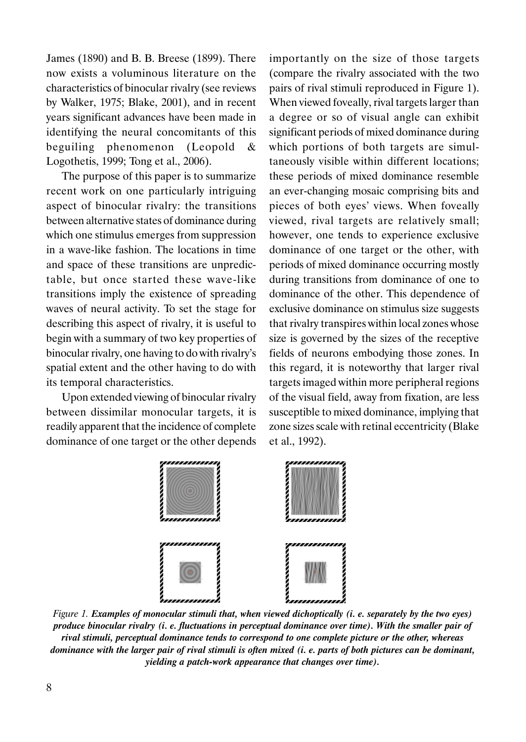James (1890) and B. B. Breese (1899). There now exists a voluminous literature on the characteristics of binocular rivalry (see reviews by Walker, 1975; Blake, 2001), and in recent years significant advances have been made in identifying the neural concomitants of this beguiling phenomenon (Leopold & Logothetis, 1999; Tong et al., 2006).

The purpose of this paper is to summarize recent work on one particularly intriguing aspect of binocular rivalry: the transitions between alternative states of dominance during which one stimulus emerges from suppression in a wave-like fashion. The locations in time and space of these transitions are unpredictable, but once started these wave-like transitions imply the existence of spreading waves of neural activity. To set the stage for describing this aspect of rivalry, it is useful to begin with a summary of two key properties of binocular rivalry, one having to do with rivalry's spatial extent and the other having to do with its temporal characteristics.

Upon extended viewing of binocular rivalry between dissimilar monocular targets, it is readily apparent that the incidence of complete dominance of one target or the other depends importantly on the size of those targets (compare the rivalry associated with the two pairs of rival stimuli reproduced in Figure 1). When viewed foveally, rival targets larger than a degree or so of visual angle can exhibit significant periods of mixed dominance during which portions of both targets are simultaneously visible within different locations; these periods of mixed dominance resemble an ever-changing mosaic comprising bits and pieces of both eyes' views. When foveally viewed, rival targets are relatively small; however, one tends to experience exclusive dominance of one target or the other, with periods of mixed dominance occurring mostly during transitions from dominance of one to dominance of the other. This dependence of exclusive dominance on stimulus size suggests that rivalry transpires within local zones whose size is governed by the sizes of the receptive fields of neurons embodying those zones. In this regard, it is noteworthy that larger rival targets imaged within more peripheral regions of the visual field, away from fixation, are less susceptible to mixed dominance, implying that zone sizes scale with retinal eccentricity (Blake et al., 1992).

*Figure 1.* ***Examples of monocular stimuli that, when viewed dichoptically (i. e. separately by the two eyes) produce binocular rivalry (i. e. fluctuations in perceptual dominance over time). With the smaller pair of rival stimuli, perceptual dominance tends to correspond to one complete picture or the other, whereas dominance with the larger pair of rival stimuli is often mixed (i. e. parts of both pictures can be dominant, yielding a patch-work appearance that changes over time).***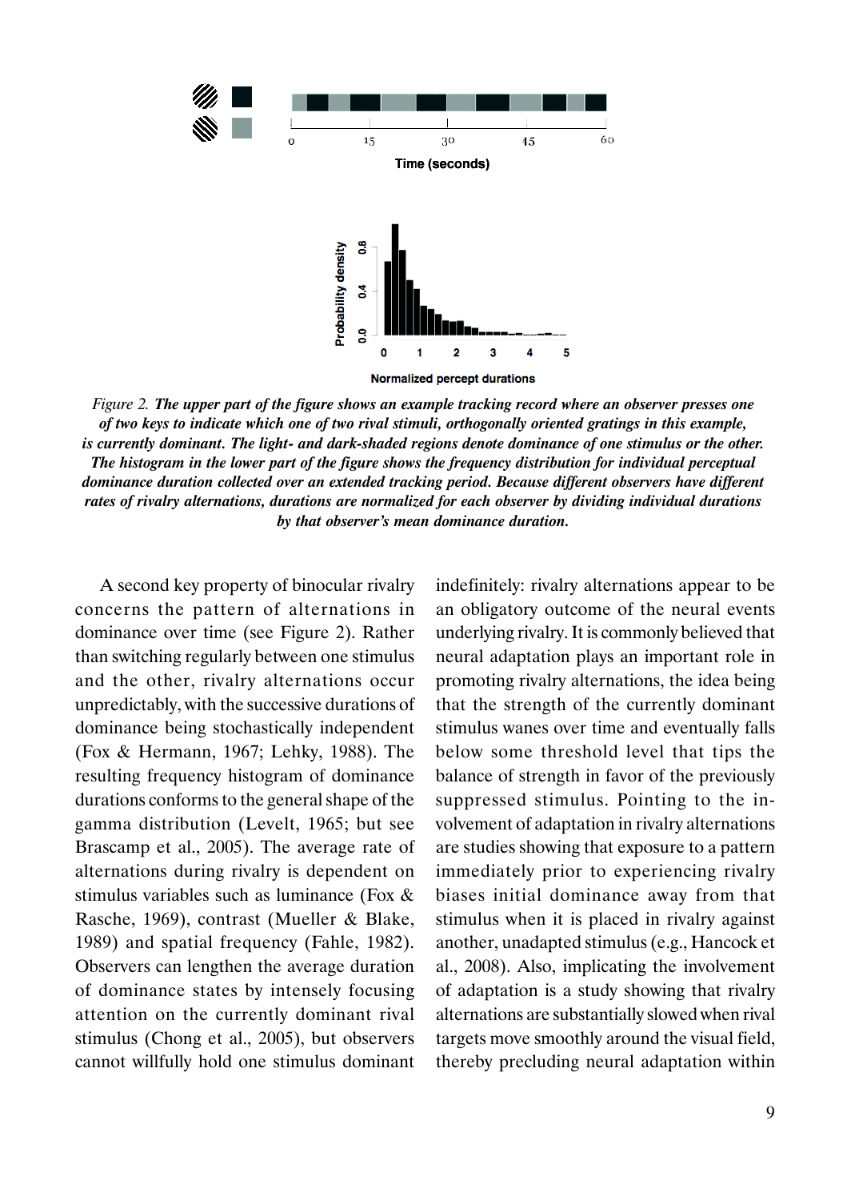*Figure 2.* ***The upper part of the figure shows an example tracking record where an observer presses one of two keys to indicate which one of two rival stimuli, orthogonally oriented gratings in this example, is currently dominant. The light- and dark-shaded regions denote dominance of one stimulus or the other. The histogram in the lower part of the figure shows the frequency distribution for individual perceptual dominance duration collected over an extended tracking period. Because different observers have different rates of rivalry alternations, durations are normalized for each observer by dividing individual durations by that observer's mean dominance duration.***

A second key property of binocular rivalry concerns the pattern of alternations in dominance over time (see Figure 2). Rather than switching regularly between one stimulus and the other, rivalry alternations occur unpredictably, with the successive durations of dominance being stochastically independent (Fox & Hermann, 1967; Lehky, 1988). The resulting frequency histogram of dominance durations conforms to the general shape of the gamma distribution (Levelt, 1965; but see Brascamp et al., 2005). The average rate of alternations during rivalry is dependent on stimulus variables such as luminance (Fox & Rasche, 1969), contrast (Mueller & Blake, 1989) and spatial frequency (Fahle, 1982). Observers can lengthen the average duration of dominance states by intensely focusing attention on the currently dominant rival stimulus (Chong et al., 2005), but observers cannot willfully hold one stimulus dominant indefinitely: rivalry alternations appear to be an obligatory outcome of the neural events underlying rivalry. It is commonly believed that neural adaptation plays an important role in promoting rivalry alternations, the idea being that the strength of the currently dominant stimulus wanes over time and eventually falls below some threshold level that tips the balance of strength in favor of the previously suppressed stimulus. Pointing to the involvement of adaptation in rivalry alternations are studies showing that exposure to a pattern immediately prior to experiencing rivalry biases initial dominance away from that stimulus when it is placed in rivalry against another, unadapted stimulus (e.g., Hancock et al., 2008). Also, implicating the involvement of adaptation is a study showing that rivalry alternations are substantially slowed when rival targets move smoothly around the visual field, thereby precluding neural adaptation within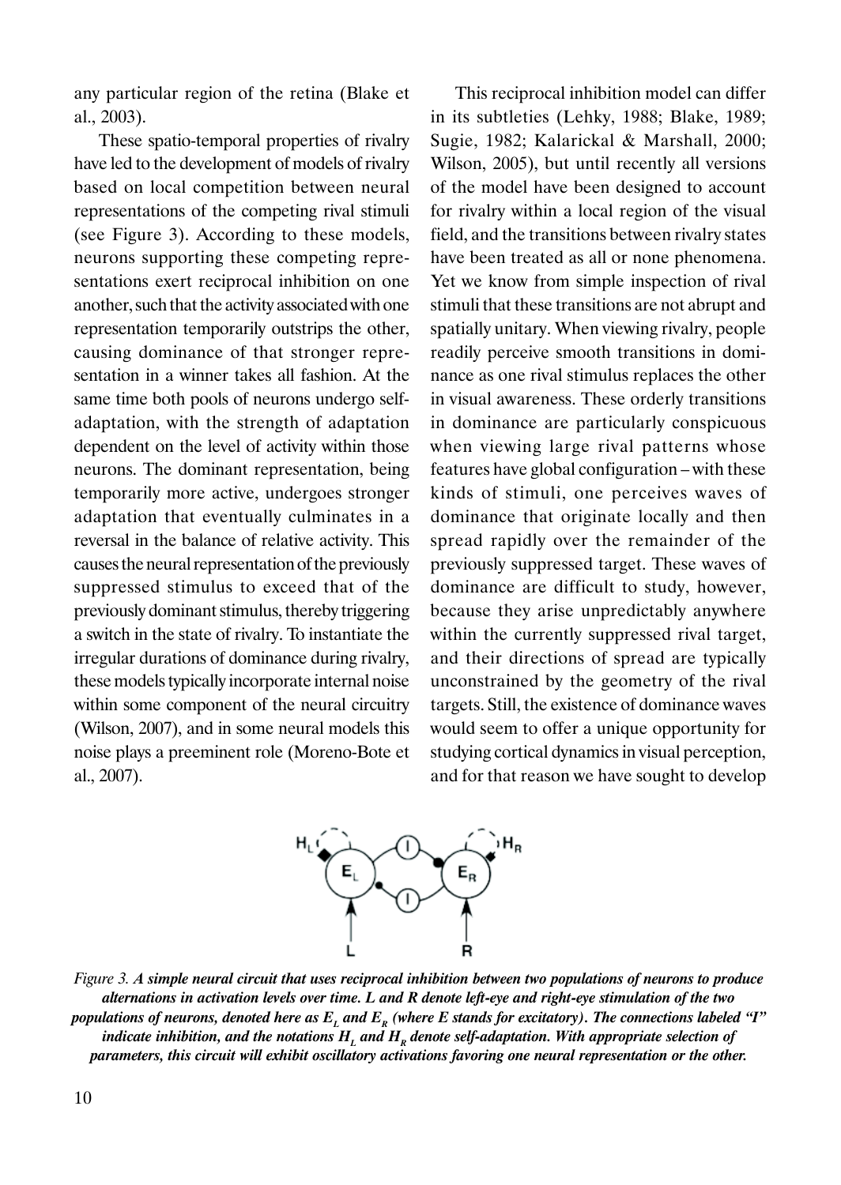any particular region of the retina (Blake et al., 2003).

These spatio-temporal properties of rivalry have led to the development of models of rivalry based on local competition between neural representations of the competing rival stimuli (see Figure 3). According to these models, neurons supporting these competing representations exert reciprocal inhibition on one another, such that the activity associated with one representation temporarily outstrips the other, causing dominance of that stronger representation in a winner takes all fashion. At the same time both pools of neurons undergo self-adaptation, with the strength of adaptation dependent on the level of activity within those neurons. The dominant representation, being temporarily more active, undergoes stronger adaptation that eventually culminates in a reversal in the balance of relative activity. This causes the neural representation of the previously suppressed stimulus to exceed that of the previously dominant stimulus, thereby triggering a switch in the state of rivalry. To instantiate the irregular durations of dominance during rivalry, these models typically incorporate internal noise within some component of the neural circuitry (Wilson, 2007), and in some neural models this noise plays a preeminent role (Moreno-Bote et al., 2007).

This reciprocal inhibition model can differ in its subtleties (Lehky, 1988; Blake, 1989; Sugie, 1982; Kalarickal & Marshall, 2000; Wilson, 2005), but until recently all versions of the model have been designed to account for rivalry within a local region of the visual field, and the transitions between rivalry states have been treated as all or none phenomena. Yet we know from simple inspection of rival stimuli that these transitions are not abrupt and spatially unitary. When viewing rivalry, people readily perceive smooth transitions in dominance as one rival stimulus replaces the other in visual awareness. These orderly transitions in dominance are particularly conspicuous when viewing large rival patterns whose features have global configuration – with these kinds of stimuli, one perceives waves of dominance that originate locally and then spread rapidly over the remainder of the previously suppressed target. These waves of dominance are difficult to study, however, because they arise unpredictably anywhere within the currently suppressed rival target, and their directions of spread are typically unconstrained by the geometry of the rival targets. Still, the existence of dominance waves would seem to offer a unique opportunity for studying cortical dynamics in visual perception, and for that reason we have sought to develop

*Figure 3.* ***A simple neural circuit that uses reciprocal inhibition between two populations of neurons to produce alternations in activation levels over time. L and R denote left-eye and right-eye stimulation of the two populations of neurons, denoted here as $E_L$ and $E_R$ (where E stands for excitatory). The connections labeled "I" indicate inhibition, and the notations $H_L$ and $H_R$ denote self-adaptation. With appropriate selection of parameters, this circuit will exhibit oscillatory activations favoring one neural representation or the other.***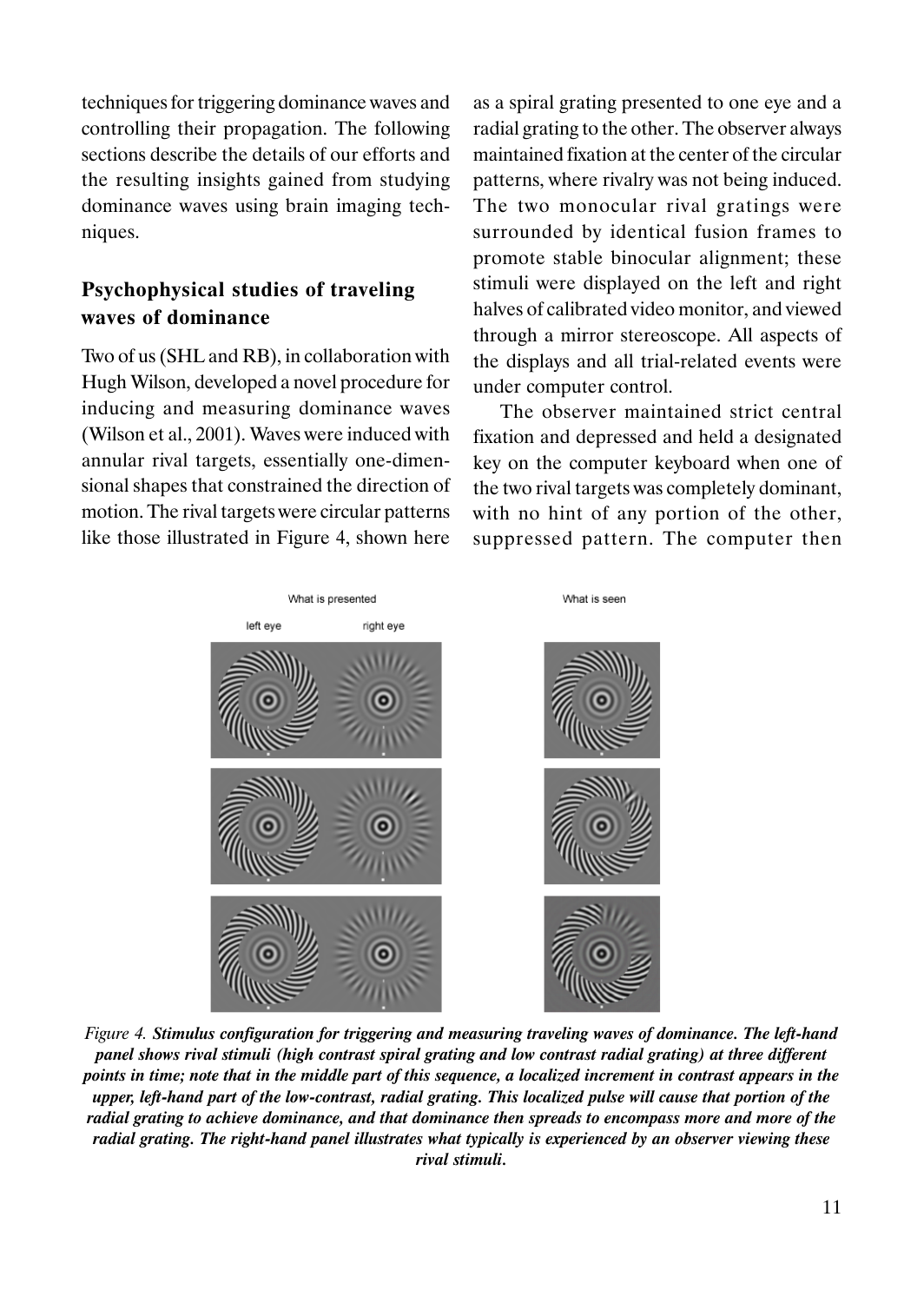techniques for triggering dominance waves and controlling their propagation. The following sections describe the details of our efforts and the resulting insights gained from studying dominance waves using brain imaging techniques.

## Psychophysical studies of traveling waves of dominance

Two of us (SHL and RB), in collaboration with Hugh Wilson, developed a novel procedure for inducing and measuring dominance waves (Wilson et al., 2001). Waves were induced with annular rival targets, essentially one-dimensional shapes that constrained the direction of motion. The rival targets were circular patterns like those illustrated in Figure 4, shown here as a spiral grating presented to one eye and a radial grating to the other. The observer always maintained fixation at the center of the circular patterns, where rivalry was not being induced. The two monocular rival gratings were surrounded by identical fusion frames to promote stable binocular alignment; these stimuli were displayed on the left and right halves of calibrated video monitor, and viewed through a mirror stereoscope. All aspects of the displays and all trial-related events were under computer control.

The observer maintained strict central fixation and depressed and held a designated key on the computer keyboard when one of the two rival targets was completely dominant, with no hint of any portion of the other, suppressed pattern. The computer then

*Figure 4.* ***Stimulus configuration for triggering and measuring traveling waves of dominance. The left-hand panel shows rival stimuli (high contrast spiral grating and low contrast radial grating) at three different points in time; note that in the middle part of this sequence, a localized increment in contrast appears in the upper, left-hand part of the low-contrast, radial grating. This localized pulse will cause that portion of the radial grating to achieve dominance, and that dominance then spreads to encompass more and more of the radial grating. The right-hand panel illustrates what typically is experienced by an observer viewing these rival stimuli.***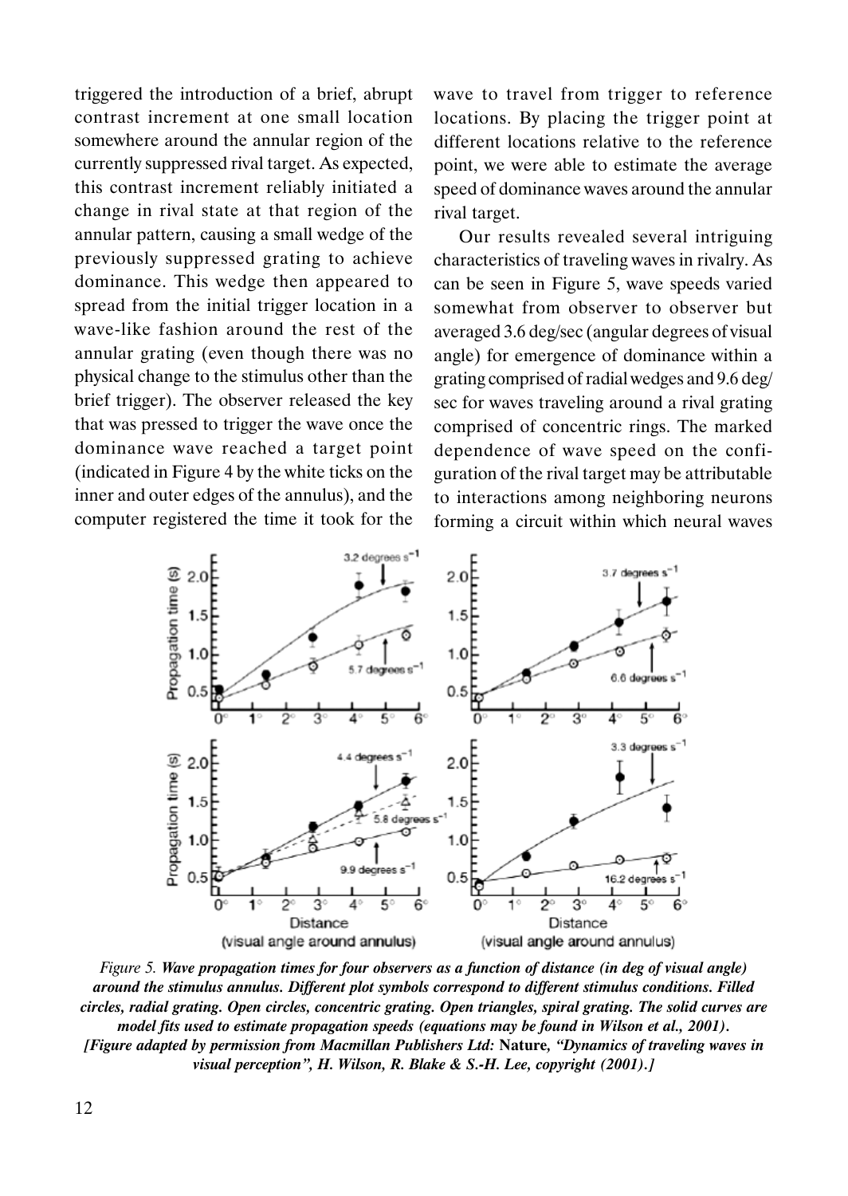triggered the introduction of a brief, abrupt contrast increment at one small location somewhere around the annular region of the currently suppressed rival target. As expected, this contrast increment reliably initiated a change in rival state at that region of the annular pattern, causing a small wedge of the previously suppressed grating to achieve dominance. This wedge then appeared to spread from the initial trigger location in a wave-like fashion around the rest of the annular grating (even though there was no physical change to the stimulus other than the brief trigger). The observer released the key that was pressed to trigger the wave once the dominance wave reached a target point (indicated in Figure 4 by the white ticks on the inner and outer edges of the annulus), and the computer registered the time it took for the wave to travel from trigger to reference locations. By placing the trigger point at different locations relative to the reference point, we were able to estimate the average speed of dominance waves around the annular rival target.

Our results revealed several intriguing characteristics of traveling waves in rivalry. As can be seen in Figure 5, wave speeds varied somewhat from observer to observer but averaged 3.6 deg/sec (angular degrees of visual angle) for emergence of dominance within a grating comprised of radial wedges and 9.6 deg/sec for waves traveling around a rival grating comprised of concentric rings. The marked dependence of wave speed on the configuration of the rival target may be attributable to interactions among neighboring neurons forming a circuit within which neural waves

*Figure 5.* ***Wave propagation times for four observers as a function of distance (in deg of visual angle) around the stimulus annulus. Different plot symbols correspond to different stimulus conditions. Filled circles, radial grating. Open circles, concentric grating. Open triangles, spiral grating. The solid curves are model fits used to estimate propagation speeds (equations may be found in Wilson et al., 2001).*** ***[Figure adapted by permission from Macmillan Publishers Ltd:*** **Nature***, **"Dynamics of traveling waves in visual perception", H. Wilson, R. Blake & S.-H. Lee, copyright (2001).]***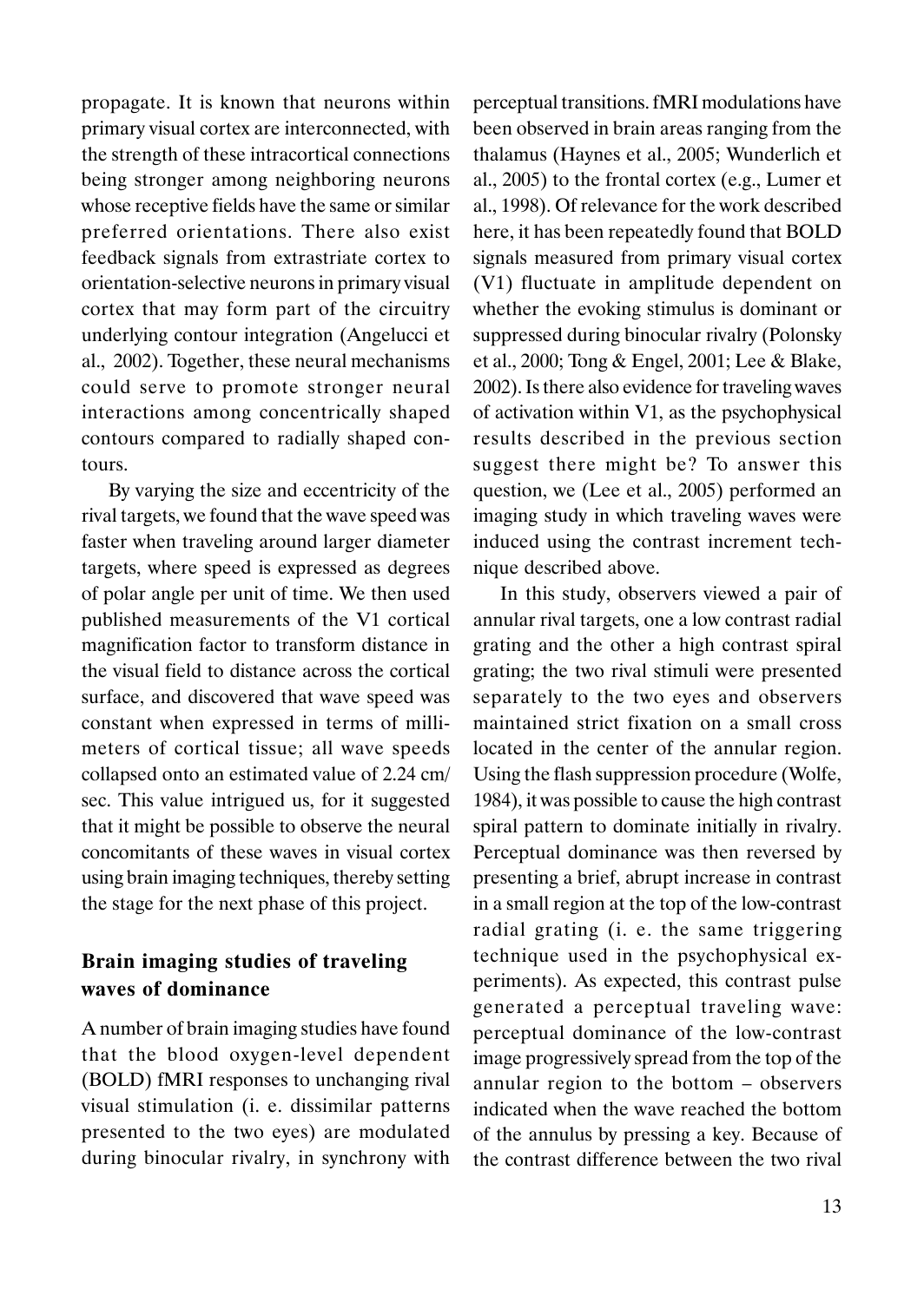propagate. It is known that neurons within primary visual cortex are interconnected, with the strength of these intracortical connections being stronger among neighboring neurons whose receptive fields have the same or similar preferred orientations. There also exist feedback signals from extrastriate cortex to orientation-selective neurons in primary visual cortex that may form part of the circuitry underlying contour integration (Angelucci et al., 2002). Together, these neural mechanisms could serve to promote stronger neural interactions among concentrically shaped contours compared to radially shaped contours.

By varying the size and eccentricity of the rival targets, we found that the wave speed was faster when traveling around larger diameter targets, where speed is expressed as degrees of polar angle per unit of time. We then used published measurements of the V1 cortical magnification factor to transform distance in the visual field to distance across the cortical surface, and discovered that wave speed was constant when expressed in terms of millimeters of cortical tissue; all wave speeds collapsed onto an estimated value of 2.24 cm/sec. This value intrigued us, for it suggested that it might be possible to observe the neural concomitants of these waves in visual cortex using brain imaging techniques, thereby setting the stage for the next phase of this project.

## Brain imaging studies of traveling waves of dominance

A number of brain imaging studies have found that the blood oxygen-level dependent (BOLD) fMRI responses to unchanging rival visual stimulation (i. e. dissimilar patterns presented to the two eyes) are modulated during binocular rivalry, in synchrony with perceptual transitions. fMRI modulations have been observed in brain areas ranging from the thalamus (Haynes et al., 2005; Wunderlich et al., 2005) to the frontal cortex (e.g., Lumer et al., 1998). Of relevance for the work described here, it has been repeatedly found that BOLD signals measured from primary visual cortex (V1) fluctuate in amplitude dependent on whether the evoking stimulus is dominant or suppressed during binocular rivalry (Polonsky et al., 2000; Tong & Engel, 2001; Lee & Blake, 2002). Is there also evidence for traveling waves of activation within V1, as the psychophysical results described in the previous section suggest there might be? To answer this question, we (Lee et al., 2005) performed an imaging study in which traveling waves were induced using the contrast increment technique described above.

In this study, observers viewed a pair of annular rival targets, one a low contrast radial grating and the other a high contrast spiral grating; the two rival stimuli were presented separately to the two eyes and observers maintained strict fixation on a small cross located in the center of the annular region. Using the flash suppression procedure (Wolfe, 1984), it was possible to cause the high contrast spiral pattern to dominate initially in rivalry. Perceptual dominance was then reversed by presenting a brief, abrupt increase in contrast in a small region at the top of the low-contrast radial grating (i. e. the same triggering technique used in the psychophysical experiments). As expected, this contrast pulse generated a perceptual traveling wave: perceptual dominance of the low-contrast image progressively spread from the top of the annular region to the bottom – observers indicated when the wave reached the bottom of the annulus by pressing a key. Because of the contrast difference between the two rival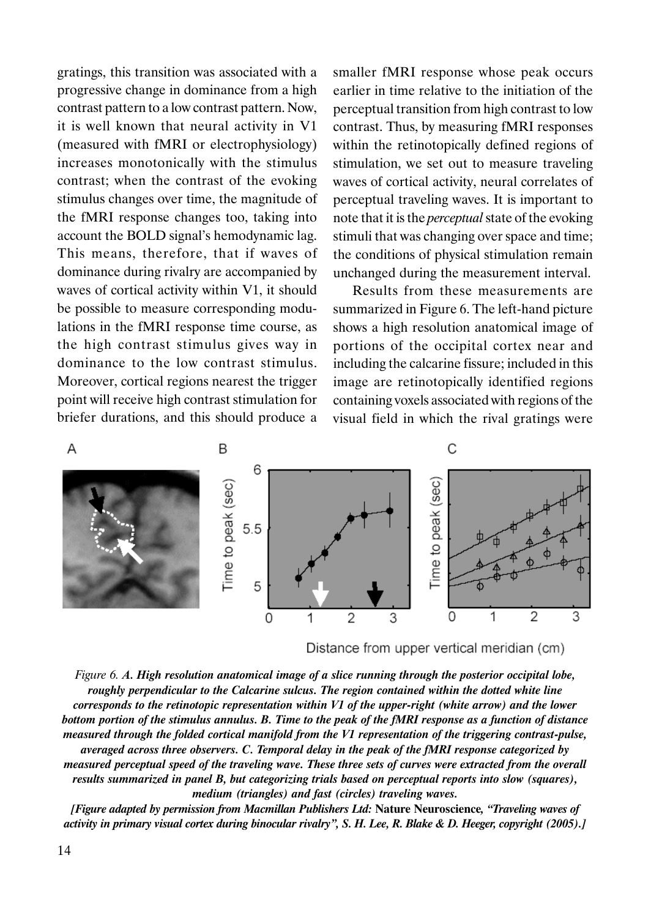gratings, this transition was associated with a progressive change in dominance from a high contrast pattern to a low contrast pattern. Now, it is well known that neural activity in V1 (measured with fMRI or electrophysiology) increases monotonically with the stimulus contrast; when the contrast of the evoking stimulus changes over time, the magnitude of the fMRI response changes too, taking into account the BOLD signal's hemodynamic lag. This means, therefore, that if waves of dominance during rivalry are accompanied by waves of cortical activity within V1, it should be possible to measure corresponding modulations in the fMRI response time course, as the high contrast stimulus gives way in dominance to the low contrast stimulus. Moreover, cortical regions nearest the trigger point will receive high contrast stimulation for briefer durations, and this should produce a smaller fMRI response whose peak occurs earlier in time relative to the initiation of the perceptual transition from high contrast to low contrast. Thus, by measuring fMRI responses within the retinotopically defined regions of stimulation, we set out to measure traveling waves of cortical activity, neural correlates of perceptual traveling waves. It is important to note that it is the *perceptual* state of the evoking stimuli that was changing over space and time; the conditions of physical stimulation remain unchanged during the measurement interval.

Results from these measurements are summarized in Figure 6. The left-hand picture shows a high resolution anatomical image of portions of the occipital cortex near and including the calcarine fissure; included in this image are retinotopically identified regions containing voxels associated with regions of the visual field in which the rival gratings were

*Figure 6.* ***A. High resolution anatomical image of a slice running through the posterior occipital lobe, roughly perpendicular to the Calcarine sulcus. The region contained within the dotted white line corresponds to the retinotopic representation within V1 of the upper-right (white arrow) and the lower bottom portion of the stimulus annulus. B. Time to the peak of the fMRI response as a function of distance measured through the folded cortical manifold from the V1 representation of the triggering contrast-pulse, averaged across three observers. C. Temporal delay in the peak of the fMRI response categorized by measured perceptual speed of the traveling wave. These three sets of curves were extracted from the overall results summarized in panel B, but categorizing trials based on perceptual reports into slow (squares), medium (triangles) and fast (circles) traveling waves.***

***[Figure adapted by permission from Macmillan Publishers Ltd:*** **Nature Neuroscience***, "Traveling waves of activity in primary visual cortex during binocular rivalry", S. H. Lee, R. Blake & D. Heeger, copyright (2005).]***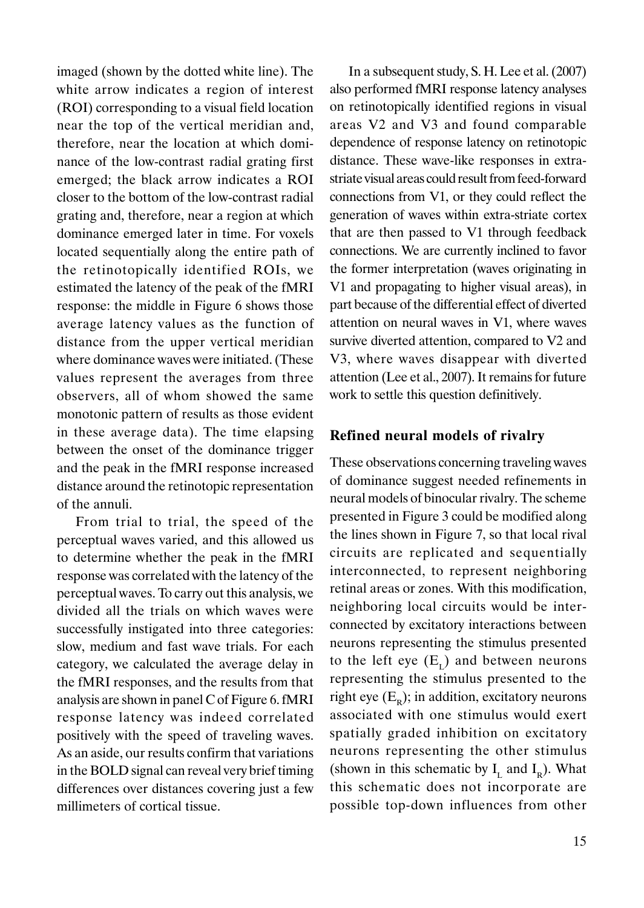imaged (shown by the dotted white line). The white arrow indicates a region of interest (ROI) corresponding to a visual field location near the top of the vertical meridian and, therefore, near the location at which dominance of the low-contrast radial grating first emerged; the black arrow indicates a ROI closer to the bottom of the low-contrast radial grating and, therefore, near a region at which dominance emerged later in time. For voxels located sequentially along the entire path of the retinotopically identified ROIs, we estimated the latency of the peak of the fMRI response: the middle in Figure 6 shows those average latency values as the function of distance from the upper vertical meridian where dominance waves were initiated. (These values represent the averages from three observers, all of whom showed the same monotonic pattern of results as those evident in these average data). The time elapsing between the onset of the dominance trigger and the peak in the fMRI response increased distance around the retinotopic representation of the annuli.

From trial to trial, the speed of the perceptual waves varied, and this allowed us to determine whether the peak in the fMRI response was correlated with the latency of the perceptual waves. To carry out this analysis, we divided all the trials on which waves were successfully instigated into three categories: slow, medium and fast wave trials. For each category, we calculated the average delay in the fMRI responses, and the results from that analysis are shown in panel C of Figure 6. fMRI response latency was indeed correlated positively with the speed of traveling waves. As an aside, our results confirm that variations in the BOLD signal can reveal very brief timing differences over distances covering just a few millimeters of cortical tissue.

In a subsequent study, S. H. Lee et al. (2007) also performed fMRI response latency analyses on retinotopically identified regions in visual areas V2 and V3 and found comparable dependence of response latency on retinotopic distance. These wave-like responses in extra-striate visual areas could result from feed-forward connections from V1, or they could reflect the generation of waves within extra-striate cortex that are then passed to V1 through feedback connections. We are currently inclined to favor the former interpretation (waves originating in V1 and propagating to higher visual areas), in part because of the differential effect of diverted attention on neural waves in V1, where waves survive diverted attention, compared to V2 and V3, where waves disappear with diverted attention (Lee et al., 2007). It remains for future work to settle this question definitively.

## Refined neural models of rivalry

These observations concerning traveling waves of dominance suggest needed refinements in neural models of binocular rivalry. The scheme presented in Figure 3 could be modified along the lines shown in Figure 7, so that local rival circuits are replicated and sequentially interconnected, to represent neighboring retinal areas or zones. With this modification, neighboring local circuits would be interconnected by excitatory interactions between neurons representing the stimulus presented to the left eye ($E_L$) and between neurons representing the stimulus presented to the right eye ($E_R$); in addition, excitatory neurons associated with one stimulus would exert spatially graded inhibition on excitatory neurons representing the other stimulus (shown in this schematic by $I_L$ and $I_R$). What this schematic does not incorporate are possible top-down influences from other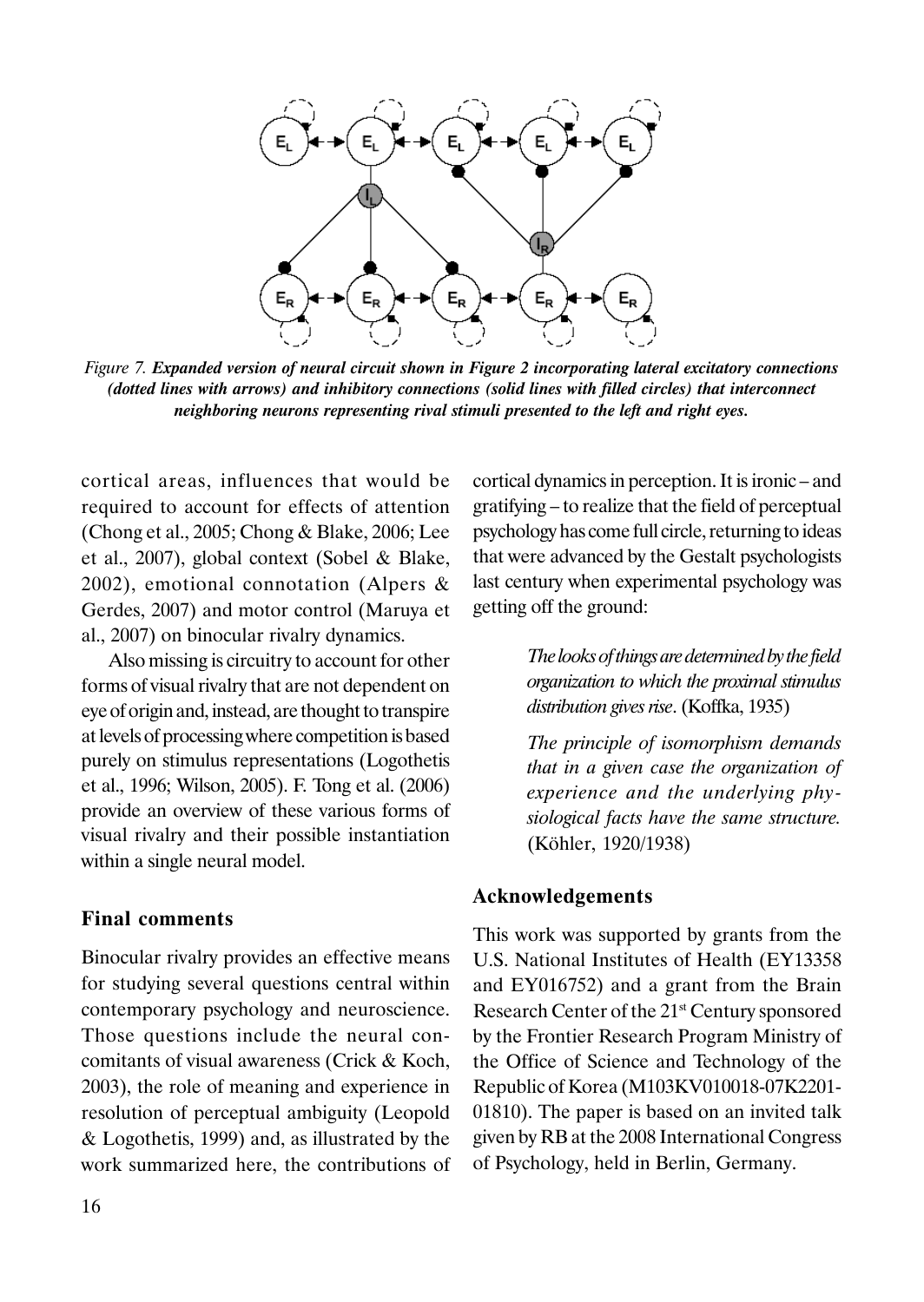*Figure 7.* ***Expanded version of neural circuit shown in Figure 2 incorporating lateral excitatory connections (dotted lines with arrows) and inhibitory connections (solid lines with filled circles) that interconnect neighboring neurons representing rival stimuli presented to the left and right eyes.***

cortical areas, influences that would be required to account for effects of attention (Chong et al., 2005; Chong & Blake, 2006; Lee et al., 2007), global context (Sobel & Blake, 2002), emotional connotation (Alpers & Gerdes, 2007) and motor control (Maruya et al., 2007) on binocular rivalry dynamics.

Also missing is circuitry to account for other forms of visual rivalry that are not dependent on eye of origin and, instead, are thought to transpire at levels of processing where competition is based purely on stimulus representations (Logothetis et al., 1996; Wilson, 2005). F. Tong et al. (2006) provide an overview of these various forms of visual rivalry and their possible instantiation within a single neural model.

## Final comments

Binocular rivalry provides an effective means for studying several questions central within contemporary psychology and neuroscience. Those questions include the neural concomitants of visual awareness (Crick & Koch, 2003), the role of meaning and experience in resolution of perceptual ambiguity (Leopold & Logothetis, 1999) and, as illustrated by the work summarized here, the contributions of cortical dynamics in perception. It is ironic – and gratifying – to realize that the field of perceptual psychology has come full circle, returning to ideas that were advanced by the Gestalt psychologists last century when experimental psychology was getting off the ground:

> *The looks of things are determined by the field organization to which the proximal stimulus distribution gives rise*. (Koffka, 1935)
>
> *The principle of isomorphism demands that in a given case the organization of experience and the underlying physiological facts have the same structure.* (Köhler, 1920/1938)

## Acknowledgements

This work was supported by grants from the U.S. National Institutes of Health (EY13358 and EY016752) and a grant from the Brain Research Center of the 21st Century sponsored by the Frontier Research Program Ministry of the Office of Science and Technology of the Republic of Korea (M103KV010018-07K2201-01810). The paper is based on an invited talk given by RB at the 2008 International Congress of Psychology, held in Berlin, Germany.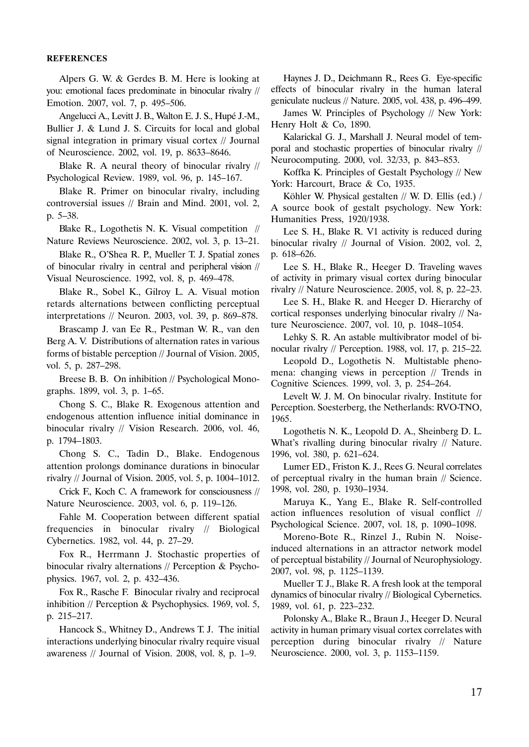## REFERENCES

Alpers G. W. & Gerdes B. M. Here is looking at you: emotional faces predominate in binocular rivalry // Emotion. 2007, vol. 7, p. 495–506.

Angelucci A., Levitt J. B., Walton E. J. S., Hupé J.-M., Bullier J. & Lund J. S. Circuits for local and global signal integration in primary visual cortex // Journal of Neuroscience. 2002, vol. 19, p. 8633–8646.

Blake R. A neural theory of binocular rivalry // Psychological Review. 1989, vol. 96, p. 145–167.

Blake R. Primer on binocular rivalry, including controversial issues // Brain and Mind. 2001, vol. 2, p. 5–38.

Blake R., Logothetis N. K. Visual competition // Nature Reviews Neuroscience. 2002, vol. 3, p. 13–21.

Blake R., O'Shea R. P., Mueller T. J. Spatial zones of binocular rivalry in central and peripheral vision // Visual Neuroscience. 1992, vol. 8, p. 469–478.

Blake R., Sobel K., Gilroy L. A. Visual motion retards alternations between conflicting perceptual interpretations // Neuron. 2003, vol. 39, p. 869–878.

Brascamp J. van Ee R., Pestman W. R., van den Berg A. V. Distributions of alternation rates in various forms of bistable perception // Journal of Vision. 2005, vol. 5, p. 287–298.

Breese B. B. On inhibition // Psychological Monographs. 1899, vol. 3, p. 1–65.

Chong S. C., Blake R. Exogenous attention and endogenous attention influence initial dominance in binocular rivalry // Vision Research. 2006, vol. 46, p. 1794–1803.

Chong S. C., Tadin D., Blake. Endogenous attention prolongs dominance durations in binocular rivalry // Journal of Vision. 2005, vol. 5, p. 1004–1012.

Crick F., Koch C. A framework for consciousness // Nature Neuroscience. 2003, vol. 6, p. 119–126.

Fahle M. Cooperation between different spatial frequencies in binocular rivalry // Biological Cybernetics. 1982, vol. 44, p. 27–29.

Fox R., Herrmann J. Stochastic properties of binocular rivalry alternations // Perception & Psychophysics. 1967, vol. 2, p. 432–436.

Fox R., Rasche F. Binocular rivalry and reciprocal inhibition // Perception & Psychophysics. 1969, vol. 5, p. 215–217.

Hancock S., Whitney D., Andrews T. J. The initial interactions underlying binocular rivalry require visual awareness // Journal of Vision. 2008, vol. 8, p. 1–9.

Haynes J. D., Deichmann R., Rees G. Eye-specific effects of binocular rivalry in the human lateral geniculate nucleus // Nature. 2005, vol. 438, p. 496–499.

James W. Principles of Psychology // New York: Henry Holt & Co, 1890.

Kalarickal G. J., Marshall J. Neural model of temporal and stochastic properties of binocular rivalry // Neurocomputing. 2000, vol. 32/33, p. 843–853.

Koffka K. Principles of Gestalt Psychology // New York: Harcourt, Brace & Co, 1935.

Köhler W. Physical gestalten // W. D. Ellis (ed.) / A source book of gestalt psychology. New York: Humanities Press, 1920/1938.

Lee S. H., Blake R. V1 activity is reduced during binocular rivalry // Journal of Vision. 2002, vol. 2, p. 618–626.

Lee S. H., Blake R., Heeger D. Traveling waves of activity in primary visual cortex during binocular rivalry // Nature Neuroscience. 2005, vol. 8, p. 22–23.

Lee S. H., Blake R. and Heeger D. Hierarchy of cortical responses underlying binocular rivalry // Nature Neuroscience. 2007, vol. 10, p. 1048–1054.

Lehky S. R. An astable multivibrator model of binocular rivalry // Perception. 1988, vol. 17, p. 215–22.

Leopold D., Logothetis N. Multistable phenomena: changing views in perception // Trends in Cognitive Sciences. 1999, vol. 3, p. 254–264.

Levelt W. J. M. On binocular rivalry. Institute for Perception. Soesterberg, the Netherlands: RVO-TNO, 1965.

Logothetis N. K., Leopold D. A., Sheinberg D. L. What's rivalling during binocular rivalry // Nature. 1996, vol. 380, p. 621–624.

Lumer ED., Friston K. J., Rees G. Neural correlates of perceptual rivalry in the human brain // Science. 1998, vol. 280, p. 1930–1934.

Maruya K., Yang E., Blake R. Self-controlled action influences resolution of visual conflict // Psychological Science. 2007, vol. 18, p. 1090–1098.

Moreno-Bote R., Rinzel J., Rubin N. Noise-induced alternations in an attractor network model of perceptual bistability // Journal of Neurophysiology. 2007, vol. 98, p. 1125–1139.

Mueller T. J., Blake R. A fresh look at the temporal dynamics of binocular rivalry // Biological Cybernetics. 1989, vol. 61, p. 223–232.

Polonsky A., Blake R., Braun J., Heeger D. Neural activity in human primary visual cortex correlates with perception during binocular rivalry // Nature Neuroscience. 2000, vol. 3, p. 1153–1159.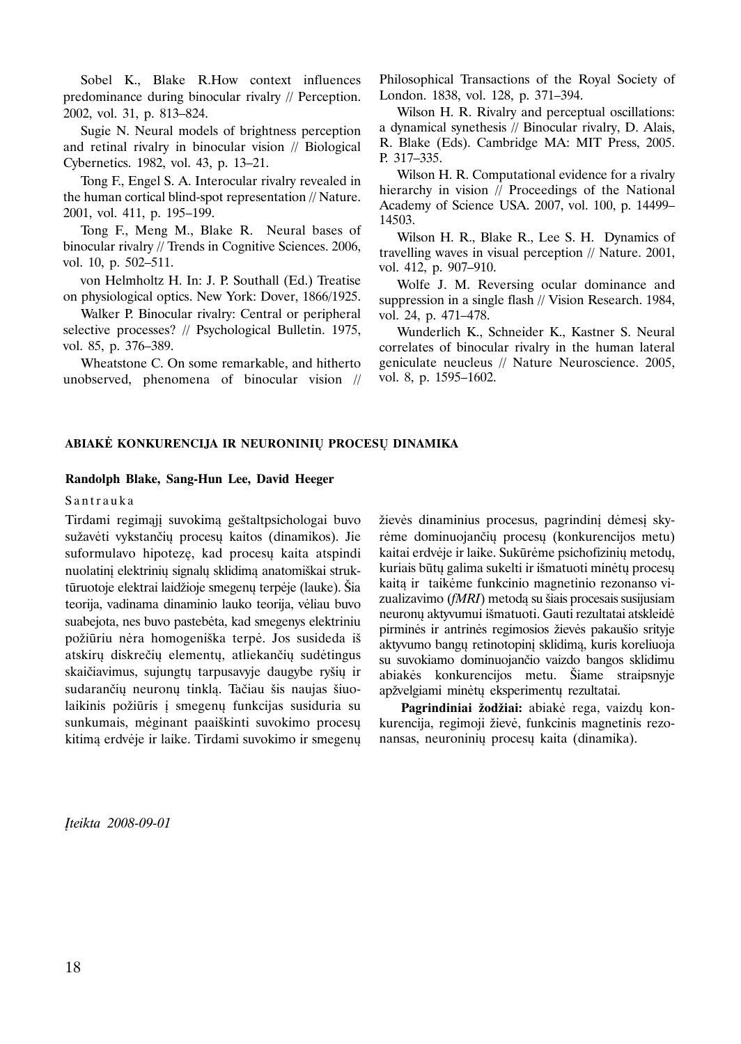Sobel K., Blake R.How context influences predominance during binocular rivalry // Perception. 2002, vol. 31, p. 813–824.

Sugie N. Neural models of brightness perception and retinal rivalry in binocular vision // Biological Cybernetics. 1982, vol. 43, p. 13–21.

Tong F., Engel S. A. Interocular rivalry revealed in the human cortical blind-spot representation // Nature. 2001, vol. 411, p. 195–199.

Tong F., Meng M., Blake R. Neural bases of binocular rivalry // Trends in Cognitive Sciences. 2006, vol. 10, p. 502–511.

von Helmholtz H. In: J. P. Southall (Ed.) Treatise on physiological optics. New York: Dover, 1866/1925.

Walker P. Binocular rivalry: Central or peripheral selective processes? // Psychological Bulletin. 1975, vol. 85, p. 376–389.

Wheatstone C. On some remarkable, and hitherto unobserved, phenomena of binocular vision // Philosophical Transactions of the Royal Society of London. 1838, vol. 128, p. 371–394.

Wilson H. R. Rivalry and perceptual oscillations: a dynamical synethesis // Binocular rivalry, D. Alais, R. Blake (Eds). Cambridge MA: MIT Press, 2005. P. 317–335.

Wilson H. R. Computational evidence for a rivalry hierarchy in vision // Proceedings of the National Academy of Science USA. 2007, vol. 100, p. 14499–14503.

Wilson H. R., Blake R., Lee S. H. Dynamics of travelling waves in visual perception // Nature. 2001, vol. 412, p. 907–910.

Wolfe J. M. Reversing ocular dominance and suppression in a single flash // Vision Research. 1984, vol. 24, p. 471–478.

Wunderlich K., Schneider K., Kastner S. Neural correlates of binocular rivalry in the human lateral geniculate neucleus // Nature Neuroscience. 2005, vol. 8, p. 1595–1602.

## ABIAKĖ KONKURENCIJA IR NEURONINIŲ PROCESŲ DINAMIKA

**Randolph Blake, Sang-Hun Lee, David Heeger**

Santrauka

Tirdami regimąjį suvokimą geštaltpsichologai buvo sužavėti vykstančių procesų kaitos (dinamikos). Jie suformulavo hipotezę, kad procesų kaita atspindi nuolatinį elektrinių signalų sklidimą anatomiškai struktūruotoje elektrai laidžioje smegenų terpėje (lauke). Šia teorija, vadinama dinaminio lauko teorija, vėliau buvo suabejota, nes buvo pastebėta, kad smegenys elektriniu požiūriu nėra homogeniška terpė. Jos susideda iš atskirų diskrečių elementų, atliekančių sudėtingus skaičiavimus, sujungtų tarpusavyje daugybe ryšių ir sudarančių neuronų tinklą. Tačiau šis naujas šiuolaikinis požiūris į smegenų funkcijas susiduria su sunkumais, mėginant paaiškinti suvokimo procesų kitimą erdvėje ir laike. Tirdami suvokimo ir smegenų žievės dinaminius procesus, pagrindinį dėmesį skyrėme dominuojančių procesų (konkurencijos metu) kaitai erdvėje ir laike. Sukūrėme psichofizinių metodų, kuriais būtų galima sukelti ir išmatuoti minėtų procesų kaitą ir taikėme funkcinio magnetinio rezonanso vizualizavimo (*fMRI*) metodą su šiais procesais susijusiam neuronų aktyvumui išmatuoti. Gauti rezultatai atskleidė pirminės ir antrinės regimosios žievės pakaušio srityje aktyvumo bangų retinotopinį sklidimą, kuris koreliuoja su suvokiamo dominuojančio vaizdo bangos sklidimu abiakės konkurencijos metu. Šiame straipsnyje apžvelgiami minėtų eksperimentų rezultatai.

**Pagrindiniai žodžiai:** abiakė rega, vaizdų konkurencija, regimoji žievė, funkcinis magnetinis rezonansas, neuroninių procesų kaita (dinamika).

*Įteikta 2008-09-01*